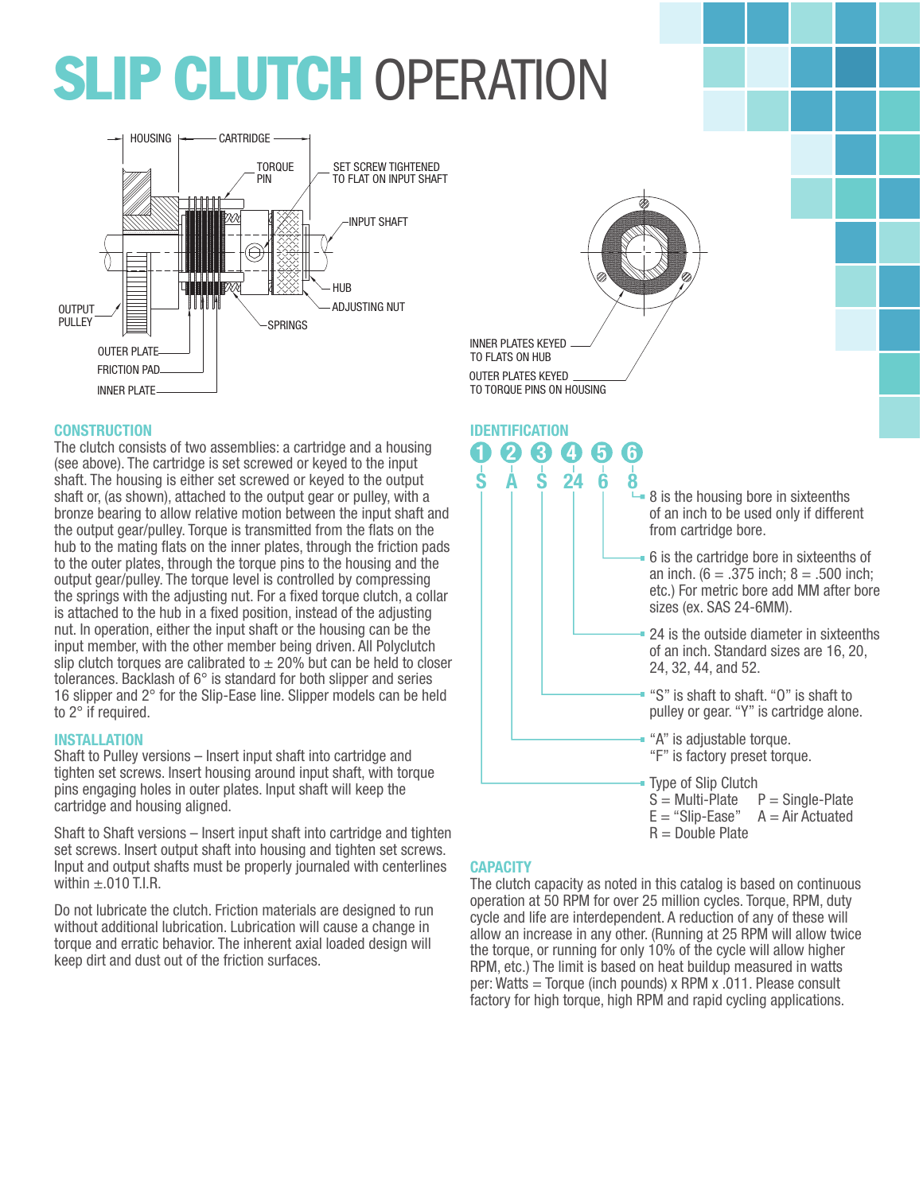# SLIP CLUTCH OPERATION

HOUSING — CARTRIDGE

TORQUE PIN

SET SCREW TIGHTENED TO FLAT ON INPUT SHAFT

INPUT SHAFT

HUB

ADJUSTING NUT

SPRINGS

OUTPUT PULLEY

OUTER PLATE

FRICTION PAD

INNER PLATE

INNER PLATES KEYED TO FLATS ON HUB

OUTER PLATES KEYED TO TORQUE PINS ON HOUSING

## CONSTRUCTION

The clutch consists of two assemblies: a cartridge and a housing (see above). The cartridge is set screwed or keyed to the input shaft. The housing is either set screwed or keyed to the output shaft or, (as shown), attached to the output gear or pulley, with a bronze bearing to allow relative motion between the input shaft and the output gear/pulley. Torque is transmitted from the flats on the hub to the mating flats on the inner plates, through the friction pads to the outer plates, through the torque pins to the housing and the output gear/pulley. The torque level is controlled by compressing the springs with the adjusting nut. For a fixed torque clutch, a collar is attached to the hub in a fixed position, instead of the adjusting nut. In operation, either the input shaft or the housing can be the input member, with the other member being driven. All Polyclutch slip clutch torques are calibrated to ± 20% but can be held to closer tolerances. Backlash of 6° is standard for both slipper and series 16 slipper and 2° for the Slip-Ease line. Slipper models can be held to 2° if required.

## INSTALLATION

Shaft to Pulley versions – Insert input shaft into cartridge and tighten set screws. Insert housing around input shaft, with torque pins engaging holes in outer plates. Input shaft will keep the cartridge and housing aligned.

Shaft to Shaft versions – Insert input shaft into cartridge and tighten set screws. Insert output shaft into housing and tighten set screws. Input and output shafts must be properly journaled with centerlines within ±.010 T.I.R.

Do not lubricate the clutch. Friction materials are designed to run without additional lubrication. Lubrication will cause a change in torque and erratic behavior. The inherent axial loaded design will keep dirt and dust out of the friction surfaces.

## IDENTIFICATION

| 1 | 2 | 3 | 4 | 5 | 6 |
|---|---|---|---|---|---|
| S | A | S | 24 | 6 | 8 |

- **6** — 8 is the housing bore in sixteenths of an inch to be used only if different from cartridge bore.
- **5** — 6 is the cartridge bore in sixteenths of an inch. (6 = .375 inch; 8 = .500 inch; etc.) For metric bore add MM after bore sizes (ex. SAS 24-6MM).
- **4** — 24 is the outside diameter in sixteenths of an inch. Standard sizes are 16, 20, 24, 32, 44, and 52.
- **3** — "S" is shaft to shaft. "O" is shaft to pulley or gear. "Y" is cartridge alone.
- **2** — "A" is adjustable torque. "F" is factory preset torque.
- **1** — Type of Slip Clutch
  - S = Multi-Plate
  - P = Single-Plate
  - E = "Slip-Ease"
  - A = Air Actuated
  - R = Double Plate

## CAPACITY

The clutch capacity as noted in this catalog is based on continuous operation at 50 RPM for over 25 million cycles. Torque, RPM, duty cycle and life are interdependent. A reduction of any of these will allow an increase in any other. (Running at 25 RPM will allow twice the torque, or running for only 10% of the cycle will allow higher RPM, etc.) The limit is based on heat buildup measured in watts per: Watts = Torque (inch pounds) x RPM x .011. Please consult factory for high torque, high RPM and rapid cycling applications.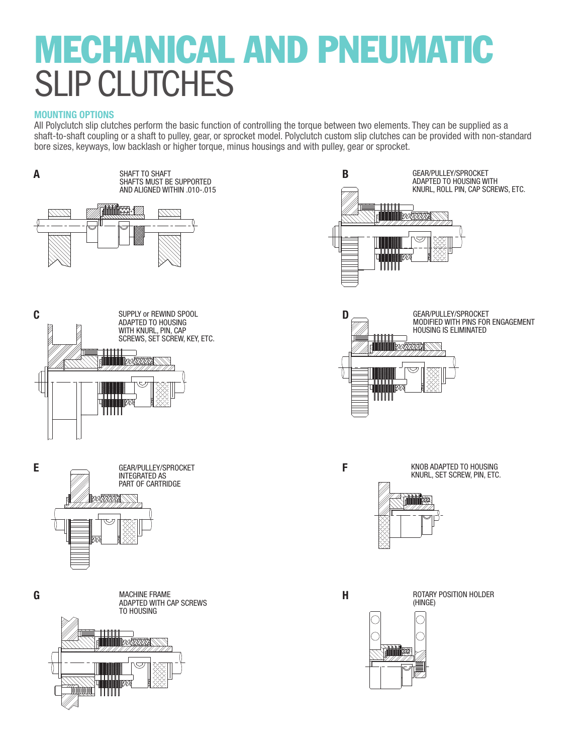# MECHANICAL AND PNEUMATIC SLIP CLUTCHES

## MOUNTING OPTIONS

All Polyclutch slip clutches perform the basic function of controlling the torque between two elements. They can be supplied as a shaft-to-shaft coupling or a shaft to pulley, gear, or sprocket model. Polyclutch custom slip clutches can be provided with non-standard bore sizes, keyways, low backlash or higher torque, minus housings and with pulley, gear or sprocket.

**A**

SHAFT TO SHAFT
SHAFTS MUST BE SUPPORTED
AND ALIGNED WITHIN .010-.015

**B**

GEAR/PULLEY/SPROCKET
ADAPTED TO HOUSING WITH
KNURL, ROLL PIN, CAP SCREWS, ETC.

**C**

SUPPLY or REWIND SPOOL
ADAPTED TO HOUSING
WITH KNURL, PIN, CAP
SCREWS, SET SCREW, KEY, ETC.

**D**

GEAR/PULLEY/SPROCKET
MODIFIED WITH PINS FOR ENGAGEMENT
HOUSING IS ELIMINATED

**E**

GEAR/PULLEY/SPROCKET
INTEGRATED AS
PART OF CARTRIDGE

**F**

KNOB ADAPTED TO HOUSING
KNURL, SET SCREW, PIN, ETC.

**G**

MACHINE FRAME
ADAPTED WITH CAP SCREWS
TO HOUSING

**H**

ROTARY POSITION HOLDER
(HINGE)